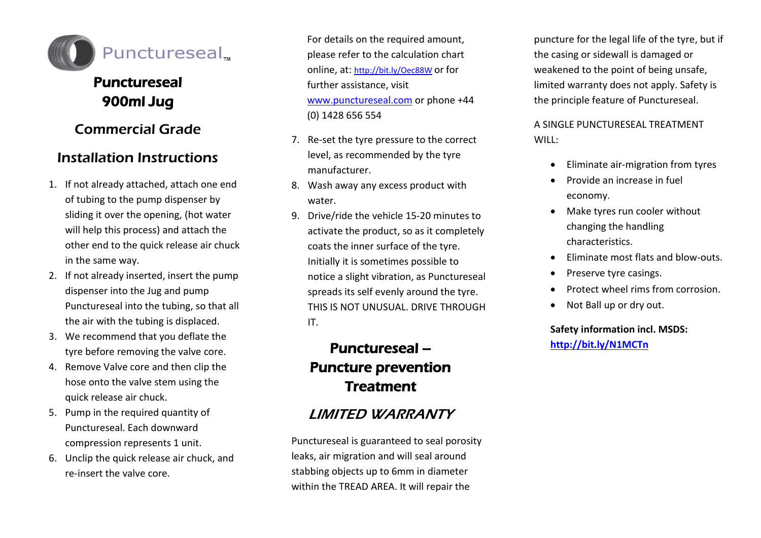Punctureseal™

# Punctureseal 900ml Jug

## Commercial Grade

## *Installation Instructions*

1. If not already attached, attach one end of tubing to the pump dispenser by sliding it over the opening, (hot water will help this process) and attach the other end to the quick release air chuck in the same way.
2. If not already inserted, insert the pump dispenser into the Jug and pump Punctureseal into the tubing, so that all the air with the tubing is displaced.
3. We recommend that you deflate the tyre before removing the valve core.
4. Remove Valve core and then clip the hose onto the valve stem using the quick release air chuck.
5. Pump in the required quantity of Punctureseal. Each downward compression represents 1 unit.
6. Unclip the quick release air chuck, and re-insert the valve core.

   For details on the required amount, please refer to the calculation chart online, at: http://bit.ly/Oec88W or for further assistance, visit www.punctureseal.com or phone +44 (0) 1428 656 554

7. Re-set the tyre pressure to the correct level, as recommended by the tyre manufacturer.
8. Wash away any excess product with water.
9. Drive/ride the vehicle 15-20 minutes to activate the product, so as it completely coats the inner surface of the tyre. Initially it is sometimes possible to notice a slight vibration, as Punctureseal spreads its self evenly around the tyre. THIS IS NOT UNUSUAL. DRIVE THROUGH IT.

# Punctureseal – Puncture prevention Treatment

## *LIMITED WARRANTY*

Punctureseal is guaranteed to seal porosity leaks, air migration and will seal around stabbing objects up to 6mm in diameter within the TREAD AREA. It will repair the puncture for the legal life of the tyre, but if the casing or sidewall is damaged or weakened to the point of being unsafe, limited warranty does not apply. Safety is the principle feature of Punctureseal.

A SINGLE PUNCTURESEAL TREATMENT WILL:

- Eliminate air-migration from tyres
- Provide an increase in fuel economy.
- Make tyres run cooler without changing the handling characteristics.
- Eliminate most flats and blow-outs.
- Preserve tyre casings.
- Protect wheel rims from corrosion.
- Not Ball up or dry out.

**Safety information incl. MSDS:**
**http://bit.ly/N1MCTn**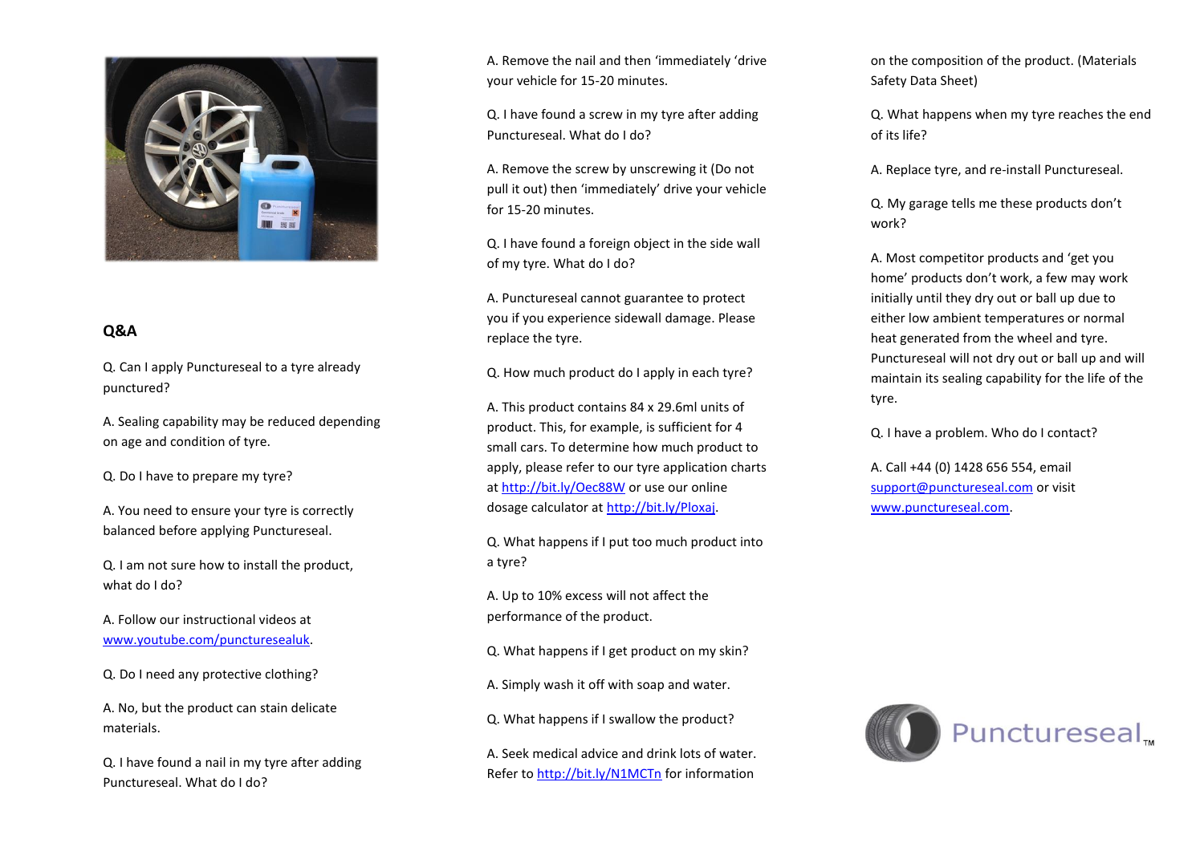## Q&A

Q. Can I apply Punctureseal to a tyre already punctured?

A. Sealing capability may be reduced depending on age and condition of tyre.

Q. Do I have to prepare my tyre?

A. You need to ensure your tyre is correctly balanced before applying Punctureseal.

Q. I am not sure how to install the product, what do I do?

A. Follow our instructional videos at [www.youtube.com/puncturesealuk](www.youtube.com/puncturesealuk).

Q. Do I need any protective clothing?

A. No, but the product can stain delicate materials.

Q. I have found a nail in my tyre after adding Punctureseal. What do I do?

A. Remove the nail and then 'immediately 'drive your vehicle for 15-20 minutes.

Q. I have found a screw in my tyre after adding Punctureseal. What do I do?

A. Remove the screw by unscrewing it (Do not pull it out) then 'immediately' drive your vehicle for 15-20 minutes.

Q. I have found a foreign object in the side wall of my tyre. What do I do?

A. Punctureseal cannot guarantee to protect you if you experience sidewall damage. Please replace the tyre.

Q. How much product do I apply in each tyre?

A. This product contains 84 x 29.6ml units of product. This, for example, is sufficient for 4 small cars. To determine how much product to apply, please refer to our tyre application charts at [http://bit.ly/Oec88W](http://bit.ly/Oec88W) or use our online dosage calculator at [http://bit.ly/Ploxaj](http://bit.ly/Ploxaj).

Q. What happens if I put too much product into a tyre?

A. Up to 10% excess will not affect the performance of the product.

Q. What happens if I get product on my skin?

A. Simply wash it off with soap and water.

Q. What happens if I swallow the product?

A. Seek medical advice and drink lots of water. Refer to [http://bit.ly/N1MCTn](http://bit.ly/N1MCTn) for information on the composition of the product. (Materials Safety Data Sheet)

Q. What happens when my tyre reaches the end of its life?

A. Replace tyre, and re-install Punctureseal.

Q. My garage tells me these products don't work?

A. Most competitor products and 'get you home' products don't work, a few may work initially until they dry out or ball up due to either low ambient temperatures or normal heat generated from the wheel and tyre. Punctureseal will not dry out or ball up and will maintain its sealing capability for the life of the tyre.

Q. I have a problem. Who do I contact?

A. Call +44 (0) 1428 656 554, email [support@punctureseal.com](mailto:support@punctureseal.com) or visit [www.punctureseal.com](www.punctureseal.com).

Punctureseal™